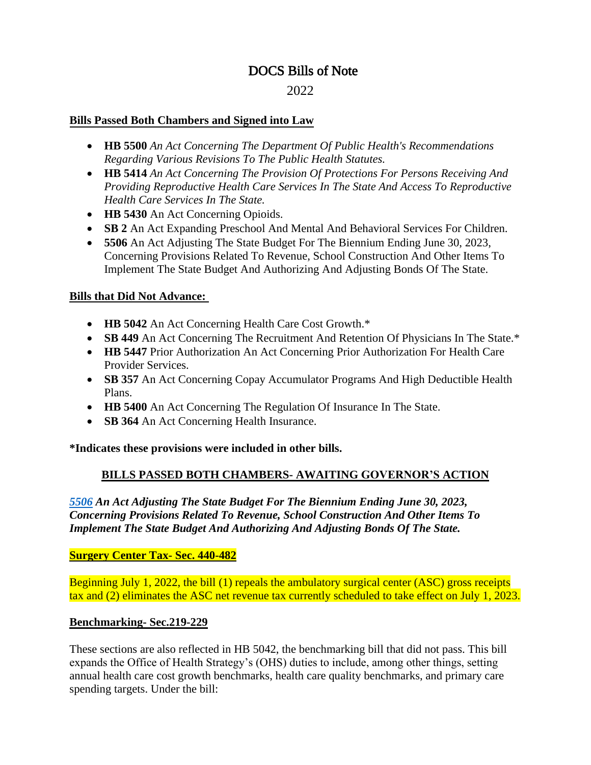# DOCS Bills of Note

2022

**Bills Passed Both Chambers and Signed into Law**

- **HB 5500** *An Act Concerning The Department Of Public Health's Recommendations Regarding Various Revisions To The Public Health Statutes.*
- **HB 5414** *An Act Concerning The Provision Of Protections For Persons Receiving And Providing Reproductive Health Care Services In The State And Access To Reproductive Health Care Services In The State.*
- **HB 5430** An Act Concerning Opioids.
- **SB 2** An Act Expanding Preschool And Mental And Behavioral Services For Children.
- **5506** An Act Adjusting The State Budget For The Biennium Ending June 30, 2023, Concerning Provisions Related To Revenue, School Construction And Other Items To Implement The State Budget And Authorizing And Adjusting Bonds Of The State.

**Bills that Did Not Advance:**

- **HB 5042** An Act Concerning Health Care Cost Growth.*
- **SB 449** An Act Concerning The Recruitment And Retention Of Physicians In The State.*
- **HB 5447** Prior Authorization An Act Concerning Prior Authorization For Health Care Provider Services.
- **SB 357** An Act Concerning Copay Accumulator Programs And High Deductible Health Plans.
- **HB 5400** An Act Concerning The Regulation Of Insurance In The State.
- **SB 364** An Act Concerning Health Insurance.

**\*Indicates these provisions were included in other bills.**

## BILLS PASSED BOTH CHAMBERS- AWAITING GOVERNOR'S ACTION

***5506* An Act Adjusting The State Budget For The Biennium Ending June 30, 2023, Concerning Provisions Related To Revenue, School Construction And Other Items To Implement The State Budget And Authorizing And Adjusting Bonds Of The State.**

**Surgery Center Tax- Sec. 440-482**

Beginning July 1, 2022, the bill (1) repeals the ambulatory surgical center (ASC) gross receipts tax and (2) eliminates the ASC net revenue tax currently scheduled to take effect on July 1, 2023.

**Benchmarking- Sec.219-229**

These sections are also reflected in HB 5042, the benchmarking bill that did not pass. This bill expands the Office of Health Strategy's (OHS) duties to include, among other things, setting annual health care cost growth benchmarks, health care quality benchmarks, and primary care spending targets. Under the bill: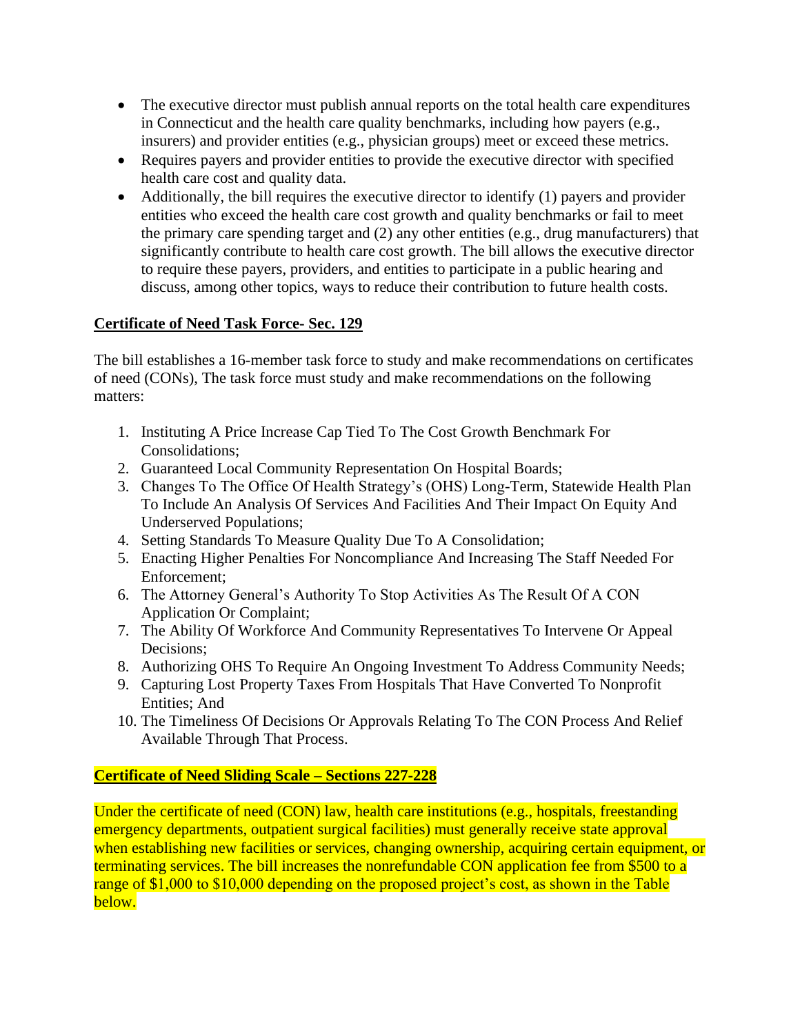- The executive director must publish annual reports on the total health care expenditures in Connecticut and the health care quality benchmarks, including how payers (e.g., insurers) and provider entities (e.g., physician groups) meet or exceed these metrics.
- Requires payers and provider entities to provide the executive director with specified health care cost and quality data.
- Additionally, the bill requires the executive director to identify (1) payers and provider entities who exceed the health care cost growth and quality benchmarks or fail to meet the primary care spending target and (2) any other entities (e.g., drug manufacturers) that significantly contribute to health care cost growth. The bill allows the executive director to require these payers, providers, and entities to participate in a public hearing and discuss, among other topics, ways to reduce their contribution to future health costs.

**Certificate of Need Task Force- Sec. 129**

The bill establishes a 16-member task force to study and make recommendations on certificates of need (CONs), The task force must study and make recommendations on the following matters:

1. Instituting A Price Increase Cap Tied To The Cost Growth Benchmark For Consolidations;
2. Guaranteed Local Community Representation On Hospital Boards;
3. Changes To The Office Of Health Strategy's (OHS) Long-Term, Statewide Health Plan To Include An Analysis Of Services And Facilities And Their Impact On Equity And Underserved Populations;
4. Setting Standards To Measure Quality Due To A Consolidation;
5. Enacting Higher Penalties For Noncompliance And Increasing The Staff Needed For Enforcement;
6. The Attorney General's Authority To Stop Activities As The Result Of A CON Application Or Complaint;
7. The Ability Of Workforce And Community Representatives To Intervene Or Appeal Decisions;
8. Authorizing OHS To Require An Ongoing Investment To Address Community Needs;
9. Capturing Lost Property Taxes From Hospitals That Have Converted To Nonprofit Entities; And
10. The Timeliness Of Decisions Or Approvals Relating To The CON Process And Relief Available Through That Process.

**Certificate of Need Sliding Scale – Sections 227-228**

Under the certificate of need (CON) law, health care institutions (e.g., hospitals, freestanding emergency departments, outpatient surgical facilities) must generally receive state approval when establishing new facilities or services, changing ownership, acquiring certain equipment, or terminating services. The bill increases the nonrefundable CON application fee from $500 to a range of $1,000 to $10,000 depending on the proposed project's cost, as shown in the Table below.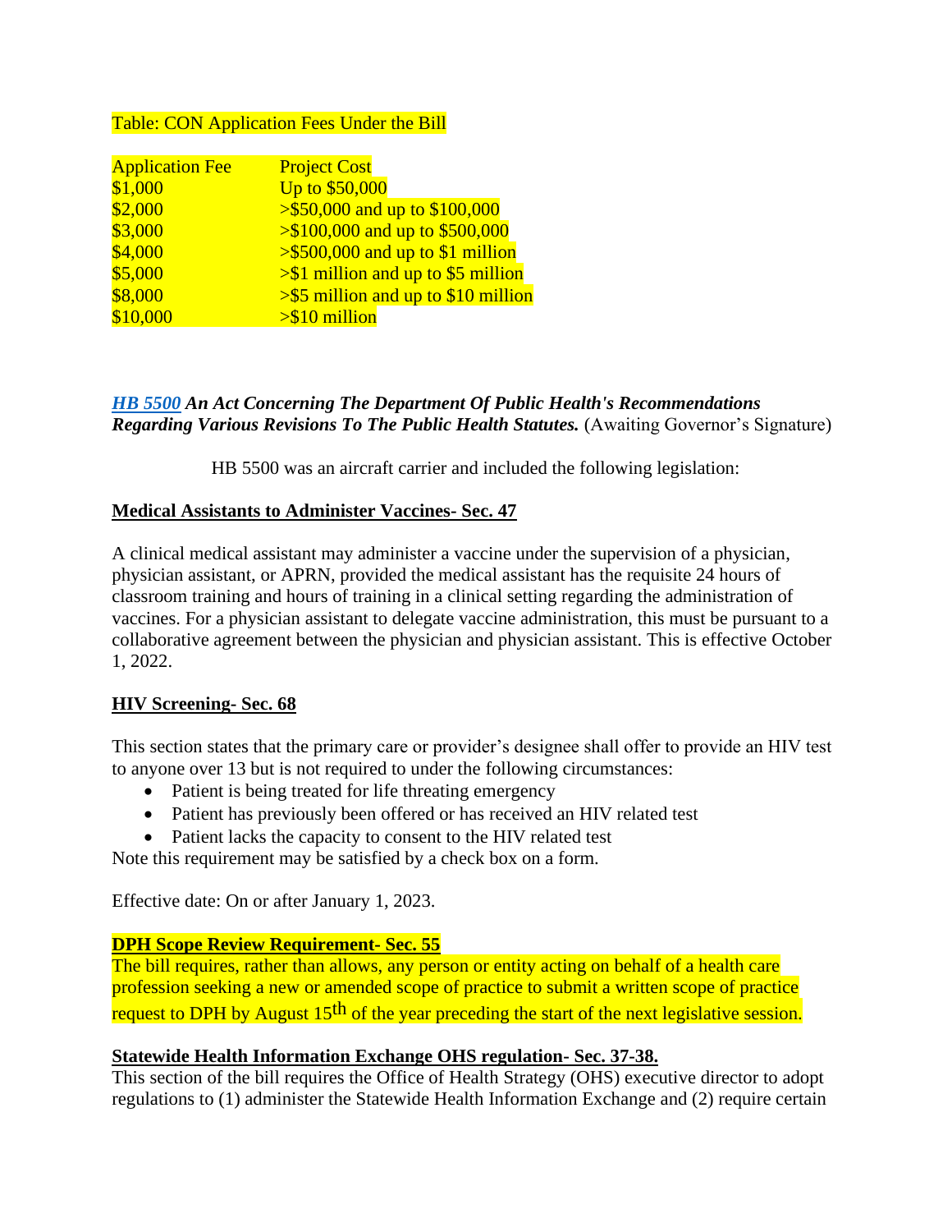Table: CON Application Fees Under the Bill

| Application Fee | Project Cost |
| --- | --- |
| $1,000 | Up to $50,000 |
| $2,000 | >$50,000 and up to $100,000 |
| $3,000 | >$100,000 and up to $500,000 |
| $4,000 | >$500,000 and up to $1 million |
| $5,000 | >$1 million and up to $5 million |
| $8,000 | >$5 million and up to $10 million |
| $10,000 | >$10 million |

***HB 5500* An Act Concerning The Department Of Public Health's Recommendations Regarding Various Revisions To The Public Health Statutes.** (Awaiting Governor's Signature)

HB 5500 was an aircraft carrier and included the following legislation:

**Medical Assistants to Administer Vaccines- Sec. 47**

A clinical medical assistant may administer a vaccine under the supervision of a physician, physician assistant, or APRN, provided the medical assistant has the requisite 24 hours of classroom training and hours of training in a clinical setting regarding the administration of vaccines. For a physician assistant to delegate vaccine administration, this must be pursuant to a collaborative agreement between the physician and physician assistant. This is effective October 1, 2022.

**HIV Screening- Sec. 68**

This section states that the primary care or provider's designee shall offer to provide an HIV test to anyone over 13 but is not required to under the following circumstances:

- Patient is being treated for life threatening emergency
- Patient has previously been offered or has received an HIV related test
- Patient lacks the capacity to consent to the HIV related test

Note this requirement may be satisfied by a check box on a form.

Effective date: On or after January 1, 2023.

**DPH Scope Review Requirement- Sec. 55**

The bill requires, rather than allows, any person or entity acting on behalf of a health care profession seeking a new or amended scope of practice to submit a written scope of practice request to DPH by August 15th of the year preceding the start of the next legislative session.

**Statewide Health Information Exchange OHS regulation- Sec. 37-38.**

This section of the bill requires the Office of Health Strategy (OHS) executive director to adopt regulations to (1) administer the Statewide Health Information Exchange and (2) require certain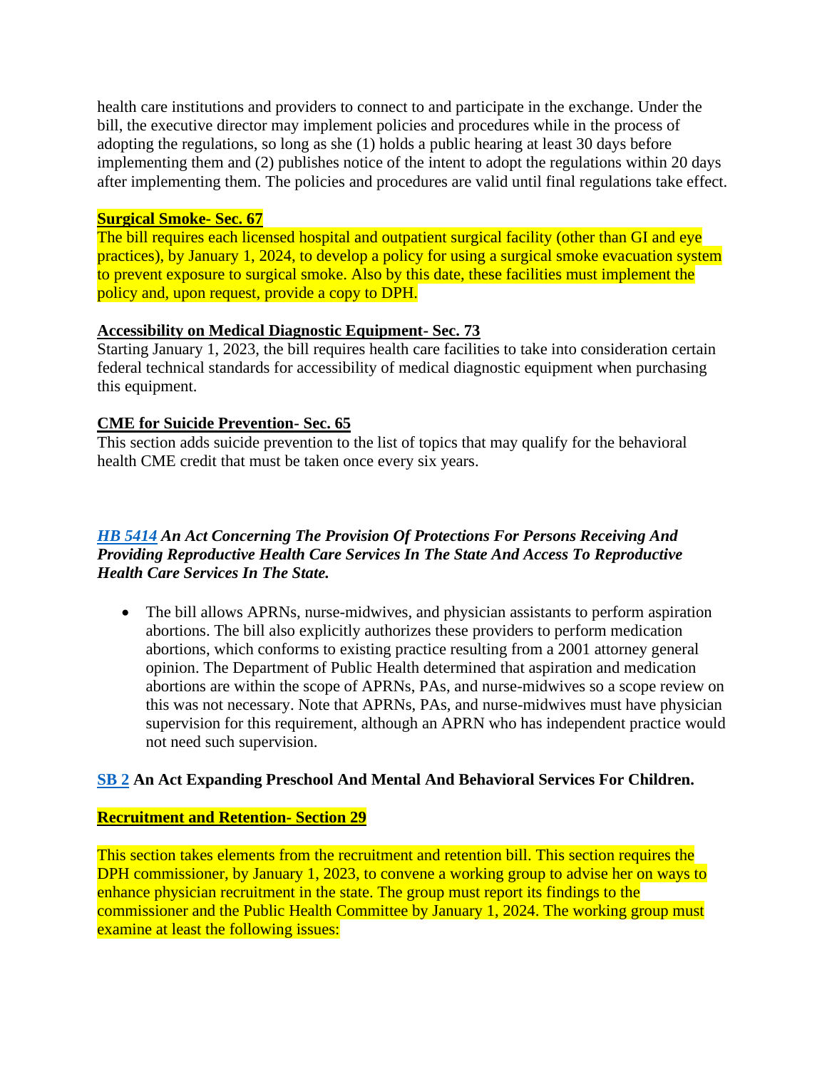health care institutions and providers to connect to and participate in the exchange. Under the bill, the executive director may implement policies and procedures while in the process of adopting the regulations, so long as she (1) holds a public hearing at least 30 days before implementing them and (2) publishes notice of the intent to adopt the regulations within 20 days after implementing them. The policies and procedures are valid until final regulations take effect.

**Surgical Smoke- Sec. 67**

The bill requires each licensed hospital and outpatient surgical facility (other than GI and eye practices), by January 1, 2024, to develop a policy for using a surgical smoke evacuation system to prevent exposure to surgical smoke. Also by this date, these facilities must implement the policy and, upon request, provide a copy to DPH.

**Accessibility on Medical Diagnostic Equipment- Sec. 73**

Starting January 1, 2023, the bill requires health care facilities to take into consideration certain federal technical standards for accessibility of medical diagnostic equipment when purchasing this equipment.

**CME for Suicide Prevention- Sec. 65**

This section adds suicide prevention to the list of topics that may qualify for the behavioral health CME credit that must be taken once every six years.

***HB 5414* *An Act Concerning The Provision Of Protections For Persons Receiving And Providing Reproductive Health Care Services In The State And Access To Reproductive Health Care Services In The State.***

- The bill allows APRNs, nurse-midwives, and physician assistants to perform aspiration abortions. The bill also explicitly authorizes these providers to perform medication abortions, which conforms to existing practice resulting from a 2001 attorney general opinion. The Department of Public Health determined that aspiration and medication abortions are within the scope of APRNs, PAs, and nurse-midwives so a scope review on this was not necessary. Note that APRNs, PAs, and nurse-midwives must have physician supervision for this requirement, although an APRN who has independent practice would not need such supervision.

**SB 2 An Act Expanding Preschool And Mental And Behavioral Services For Children.**

**Recruitment and Retention- Section 29**

This section takes elements from the recruitment and retention bill. This section requires the DPH commissioner, by January 1, 2023, to convene a working group to advise her on ways to enhance physician recruitment in the state. The group must report its findings to the commissioner and the Public Health Committee by January 1, 2024. The working group must examine at least the following issues: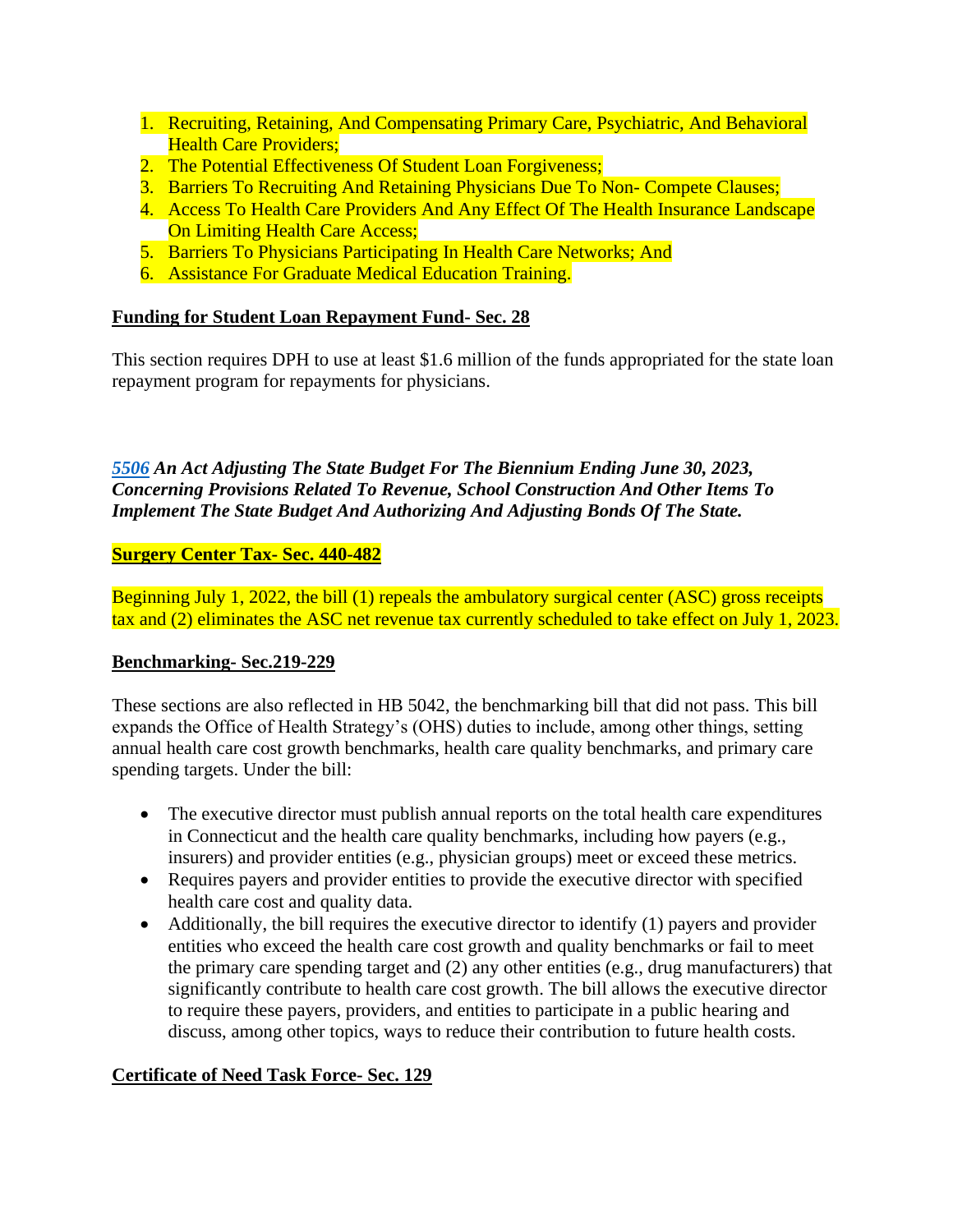1. Recruiting, Retaining, And Compensating Primary Care, Psychiatric, And Behavioral Health Care Providers;
2. The Potential Effectiveness Of Student Loan Forgiveness;
3. Barriers To Recruiting And Retaining Physicians Due To Non- Compete Clauses;
4. Access To Health Care Providers And Any Effect Of The Health Insurance Landscape On Limiting Health Care Access;
5. Barriers To Physicians Participating In Health Care Networks; And
6. Assistance For Graduate Medical Education Training.

**Funding for Student Loan Repayment Fund- Sec. 28**

This section requires DPH to use at least $1.6 million of the funds appropriated for the state loan repayment program for repayments for physicians.

***5506 An Act Adjusting The State Budget For The Biennium Ending June 30, 2023, Concerning Provisions Related To Revenue, School Construction And Other Items To Implement The State Budget And Authorizing And Adjusting Bonds Of The State.***

**Surgery Center Tax- Sec. 440-482**

Beginning July 1, 2022, the bill (1) repeals the ambulatory surgical center (ASC) gross receipts tax and (2) eliminates the ASC net revenue tax currently scheduled to take effect on July 1, 2023.

**Benchmarking- Sec.219-229**

These sections are also reflected in HB 5042, the benchmarking bill that did not pass. This bill expands the Office of Health Strategy's (OHS) duties to include, among other things, setting annual health care cost growth benchmarks, health care quality benchmarks, and primary care spending targets. Under the bill:

- The executive director must publish annual reports on the total health care expenditures in Connecticut and the health care quality benchmarks, including how payers (e.g., insurers) and provider entities (e.g., physician groups) meet or exceed these metrics.
- Requires payers and provider entities to provide the executive director with specified health care cost and quality data.
- Additionally, the bill requires the executive director to identify (1) payers and provider entities who exceed the health care cost growth and quality benchmarks or fail to meet the primary care spending target and (2) any other entities (e.g., drug manufacturers) that significantly contribute to health care cost growth. The bill allows the executive director to require these payers, providers, and entities to participate in a public hearing and discuss, among other topics, ways to reduce their contribution to future health costs.

**Certificate of Need Task Force- Sec. 129**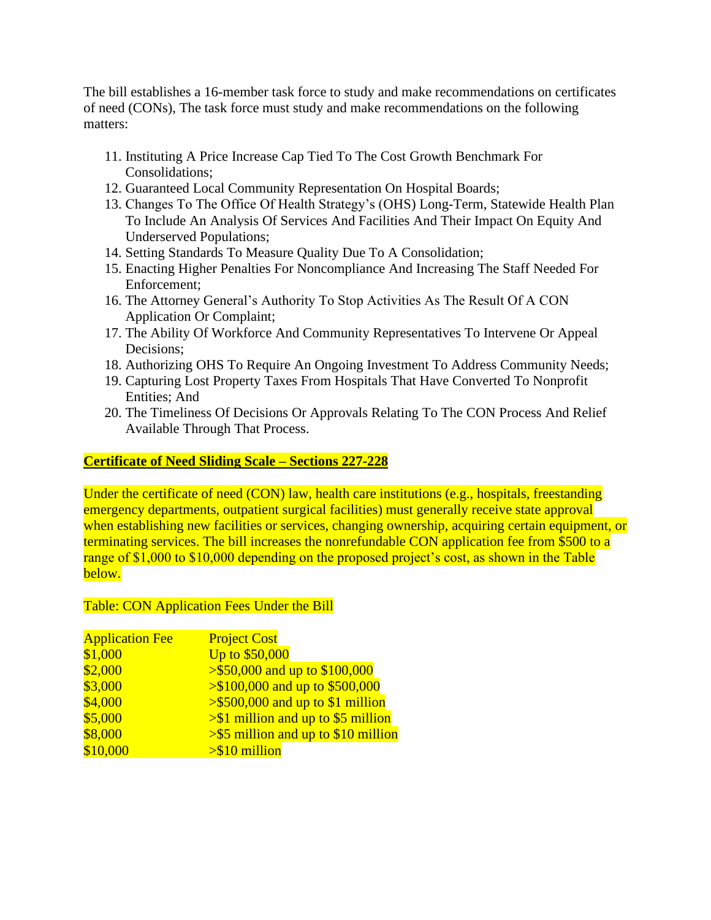The bill establishes a 16-member task force to study and make recommendations on certificates of need (CONs), The task force must study and make recommendations on the following matters:

11. Instituting A Price Increase Cap Tied To The Cost Growth Benchmark For Consolidations;
12. Guaranteed Local Community Representation On Hospital Boards;
13. Changes To The Office Of Health Strategy's (OHS) Long-Term, Statewide Health Plan To Include An Analysis Of Services And Facilities And Their Impact On Equity And Underserved Populations;
14. Setting Standards To Measure Quality Due To A Consolidation;
15. Enacting Higher Penalties For Noncompliance And Increasing The Staff Needed For Enforcement;
16. The Attorney General's Authority To Stop Activities As The Result Of A CON Application Or Complaint;
17. The Ability Of Workforce And Community Representatives To Intervene Or Appeal Decisions;
18. Authorizing OHS To Require An Ongoing Investment To Address Community Needs;
19. Capturing Lost Property Taxes From Hospitals That Have Converted To Nonprofit Entities; And
20. The Timeliness Of Decisions Or Approvals Relating To The CON Process And Relief Available Through That Process.

**Certificate of Need Sliding Scale – Sections 227-228**

Under the certificate of need (CON) law, health care institutions (e.g., hospitals, freestanding emergency departments, outpatient surgical facilities) must generally receive state approval when establishing new facilities or services, changing ownership, acquiring certain equipment, or terminating services. The bill increases the nonrefundable CON application fee from $500 to a range of $1,000 to $10,000 depending on the proposed project's cost, as shown in the Table below.

Table: CON Application Fees Under the Bill

| Application Fee | Project Cost |
|---|---|
| $1,000 | Up to $50,000 |
| $2,000 | >$50,000 and up to $100,000 |
| $3,000 | >$100,000 and up to $500,000 |
| $4,000 | >$500,000 and up to $1 million |
| $5,000 | >$1 million and up to $5 million |
| $8,000 | >$5 million and up to $10 million |
| $10,000 | >$10 million |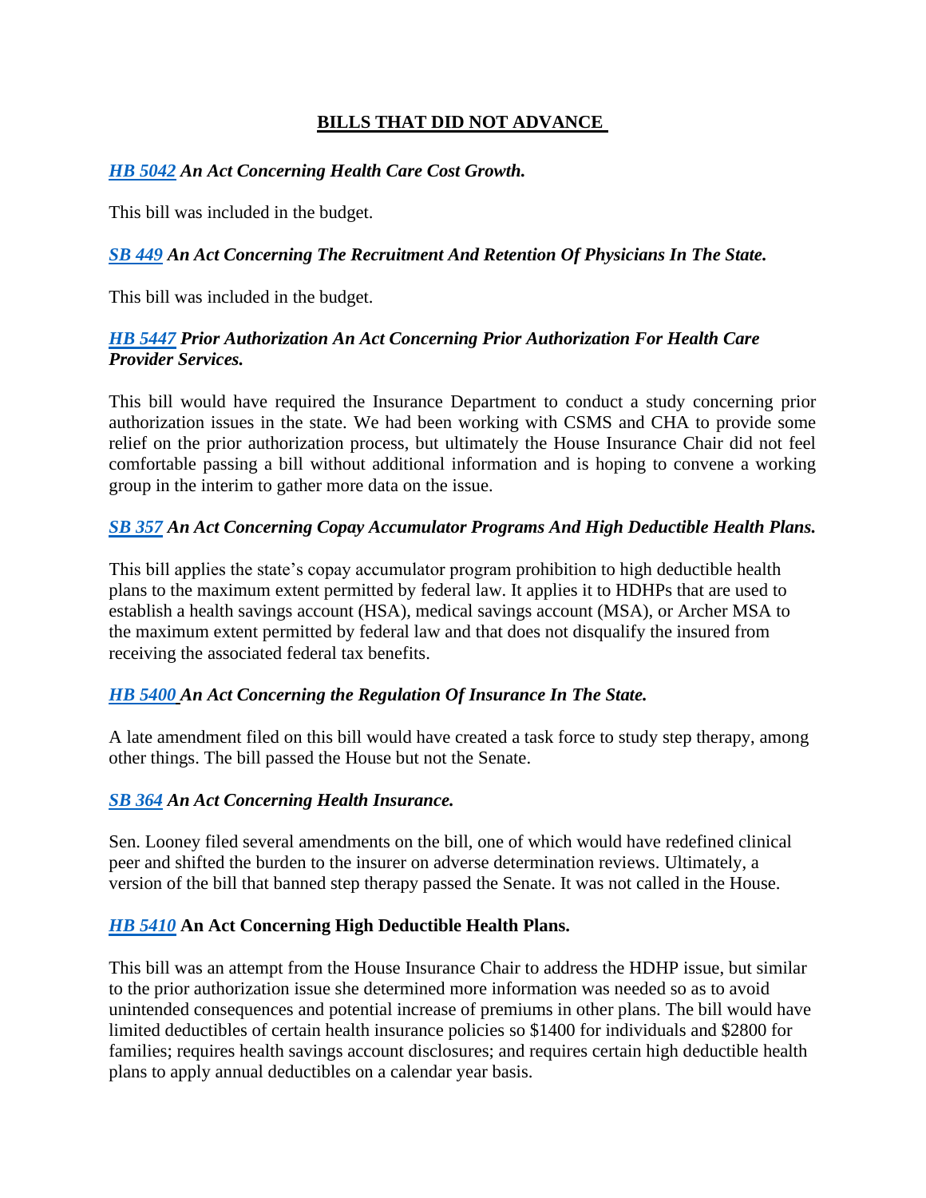## BILLS THAT DID NOT ADVANCE

***HB 5042*** ***An Act Concerning Health Care Cost Growth.***

This bill was included in the budget.

***SB 449*** ***An Act Concerning The Recruitment And Retention Of Physicians In The State.***

This bill was included in the budget.

***HB 5447*** ***Prior Authorization An Act Concerning Prior Authorization For Health Care Provider Services.***

This bill would have required the Insurance Department to conduct a study concerning prior authorization issues in the state. We had been working with CSMS and CHA to provide some relief on the prior authorization process, but ultimately the House Insurance Chair did not feel comfortable passing a bill without additional information and is hoping to convene a working group in the interim to gather more data on the issue.

***SB 357*** ***An Act Concerning Copay Accumulator Programs And High Deductible Health Plans.***

This bill applies the state's copay accumulator program prohibition to high deductible health plans to the maximum extent permitted by federal law. It applies it to HDHPs that are used to establish a health savings account (HSA), medical savings account (MSA), or Archer MSA to the maximum extent permitted by federal law and that does not disqualify the insured from receiving the associated federal tax benefits.

***HB 5400*** ***An Act Concerning the Regulation Of Insurance In The State.***

A late amendment filed on this bill would have created a task force to study step therapy, among other things. The bill passed the House but not the Senate.

***SB 364*** ***An Act Concerning Health Insurance.***

Sen. Looney filed several amendments on the bill, one of which would have redefined clinical peer and shifted the burden to the insurer on adverse determination reviews. Ultimately, a version of the bill that banned step therapy passed the Senate. It was not called in the House.

***HB 5410*** **An Act Concerning High Deductible Health Plans.**

This bill was an attempt from the House Insurance Chair to address the HDHP issue, but similar to the prior authorization issue she determined more information was needed so as to avoid unintended consequences and potential increase of premiums in other plans. The bill would have limited deductibles of certain health insurance policies so $1400 for individuals and $2800 for families; requires health savings account disclosures; and requires certain high deductible health plans to apply annual deductibles on a calendar year basis.